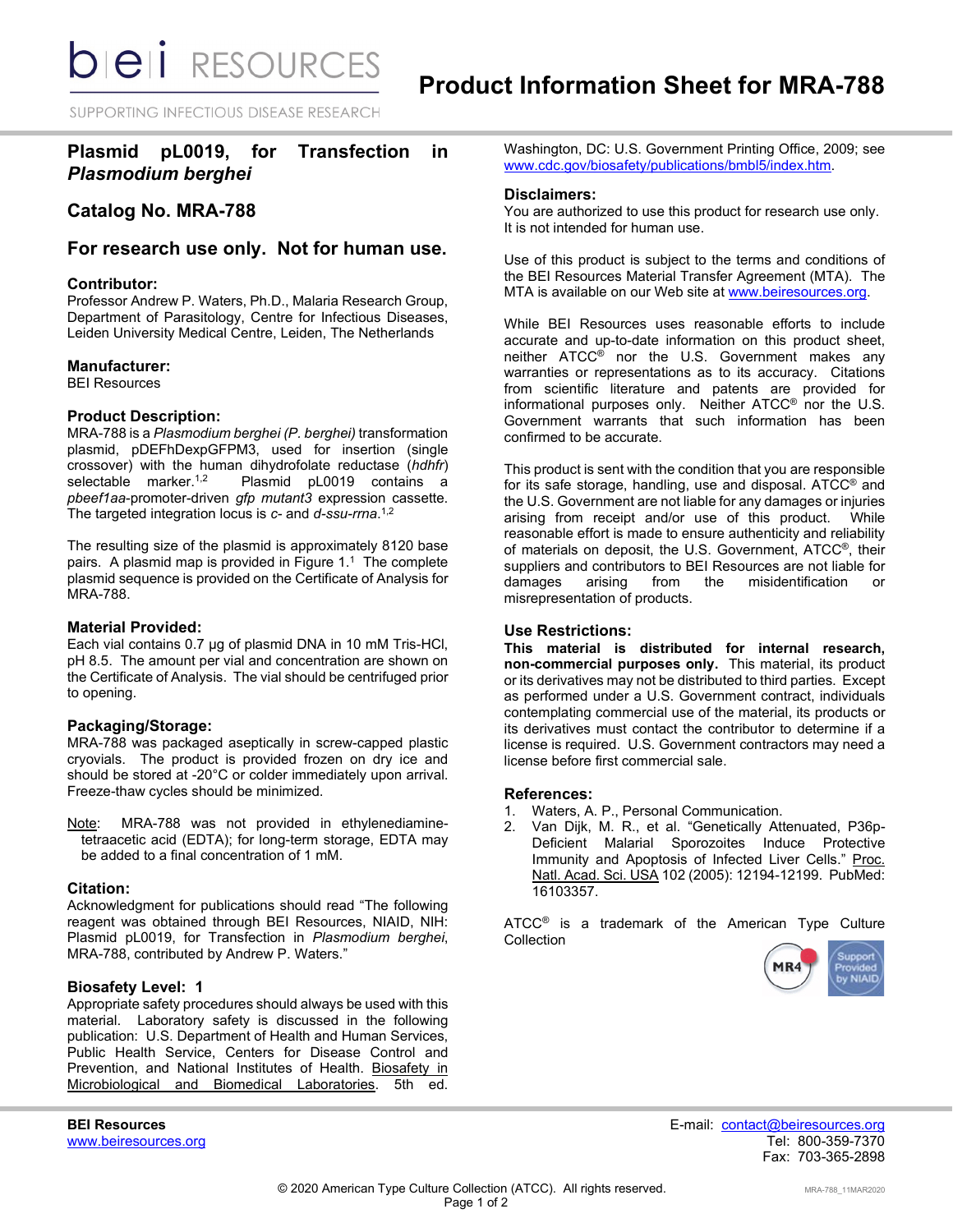# Product Information Sheet for MRA-788

## Plasmid pL0019, for Transfection in *Plasmodium berghei*

## Catalog No. MRA-788

## For research use only. Not for human use.

### Contributor:
Professor Andrew P. Waters, Ph.D., Malaria Research Group, Department of Parasitology, Centre for Infectious Diseases, Leiden University Medical Centre, Leiden, The Netherlands

### Manufacturer:
BEI Resources

### Product Description:
MRA-788 is a *Plasmodium berghei (P. berghei)* transformation plasmid, pDEFhDexpGFPM3, used for insertion (single crossover) with the human dihydrofolate reductase (*hdhfr*) selectable marker.[1,2] Plasmid pL0019 contains a *pbeef1aa*-promoter-driven *gfp mutant3* expression cassette. The targeted integration locus is *c*- and *d-ssu-rrna*.[1,2]

The resulting size of the plasmid is approximately 8120 base pairs. A plasmid map is provided in Figure 1.[1] The complete plasmid sequence is provided on the Certificate of Analysis for MRA-788.

### Material Provided:
Each vial contains 0.7 µg of plasmid DNA in 10 mM Tris-HCl, pH 8.5. The amount per vial and concentration are shown on the Certificate of Analysis. The vial should be centrifuged prior to opening.

### Packaging/Storage:
MRA-788 was packaged aseptically in screw-capped plastic cryovials. The product is provided frozen on dry ice and should be stored at -20°C or colder immediately upon arrival. Freeze-thaw cycles should be minimized.

Note: MRA-788 was not provided in ethylenediaminetetraacetic acid (EDTA); for long-term storage, EDTA may be added to a final concentration of 1 mM.

### Citation:
Acknowledgment for publications should read "The following reagent was obtained through BEI Resources, NIAID, NIH: Plasmid pL0019, for Transfection in *Plasmodium berghei*, MRA-788, contributed by Andrew P. Waters."

### Biosafety Level: 1
Appropriate safety procedures should always be used with this material. Laboratory safety is discussed in the following publication: U.S. Department of Health and Human Services, Public Health Service, Centers for Disease Control and Prevention, and National Institutes of Health. Biosafety in Microbiological and Biomedical Laboratories. 5th ed. Washington, DC: U.S. Government Printing Office, 2009; see www.cdc.gov/biosafety/publications/bmbl5/index.htm.

### Disclaimers:
You are authorized to use this product for research use only. It is not intended for human use.

Use of this product is subject to the terms and conditions of the BEI Resources Material Transfer Agreement (MTA). The MTA is available on our Web site at www.beiresources.org.

While BEI Resources uses reasonable efforts to include accurate and up-to-date information on this product sheet, neither ATCC® nor the U.S. Government makes any warranties or representations as to its accuracy. Citations from scientific literature and patents are provided for informational purposes only. Neither ATCC® nor the U.S. Government warrants that such information has been confirmed to be accurate.

This product is sent with the condition that you are responsible for its safe storage, handling, use and disposal. ATCC® and the U.S. Government are not liable for any damages or injuries arising from receipt and/or use of this product. While reasonable effort is made to ensure authenticity and reliability of materials on deposit, the U.S. Government, ATCC®, their suppliers and contributors to BEI Resources are not liable for damages arising from the misidentification or misrepresentation of products.

### Use Restrictions:
**This material is distributed for internal research, non-commercial purposes only.** This material, its product or its derivatives may not be distributed to third parties. Except as performed under a U.S. Government contract, individuals contemplating commercial use of the material, its products or its derivatives must contact the contributor to determine if a license is required. U.S. Government contractors may need a license before first commercial sale.

### References:
1. Waters, A. P., Personal Communication.
2. Van Dijk, M. R., et al. "Genetically Attenuated, P36p-Deficient Malarial Sporozoites Induce Protective Immunity and Apoptosis of Infected Liver Cells." Proc. Natl. Acad. Sci. USA 102 (2005): 12194-12199. PubMed: 16103357.

ATCC® is a trademark of the American Type Culture Collection

**BEI Resources**
www.beiresources.org

E-mail: contact@beiresources.org
Tel: 800-359-7370
Fax: 703-365-2898

© 2020 American Type Culture Collection (ATCC). All rights reserved.

MRA-788_11MAR2020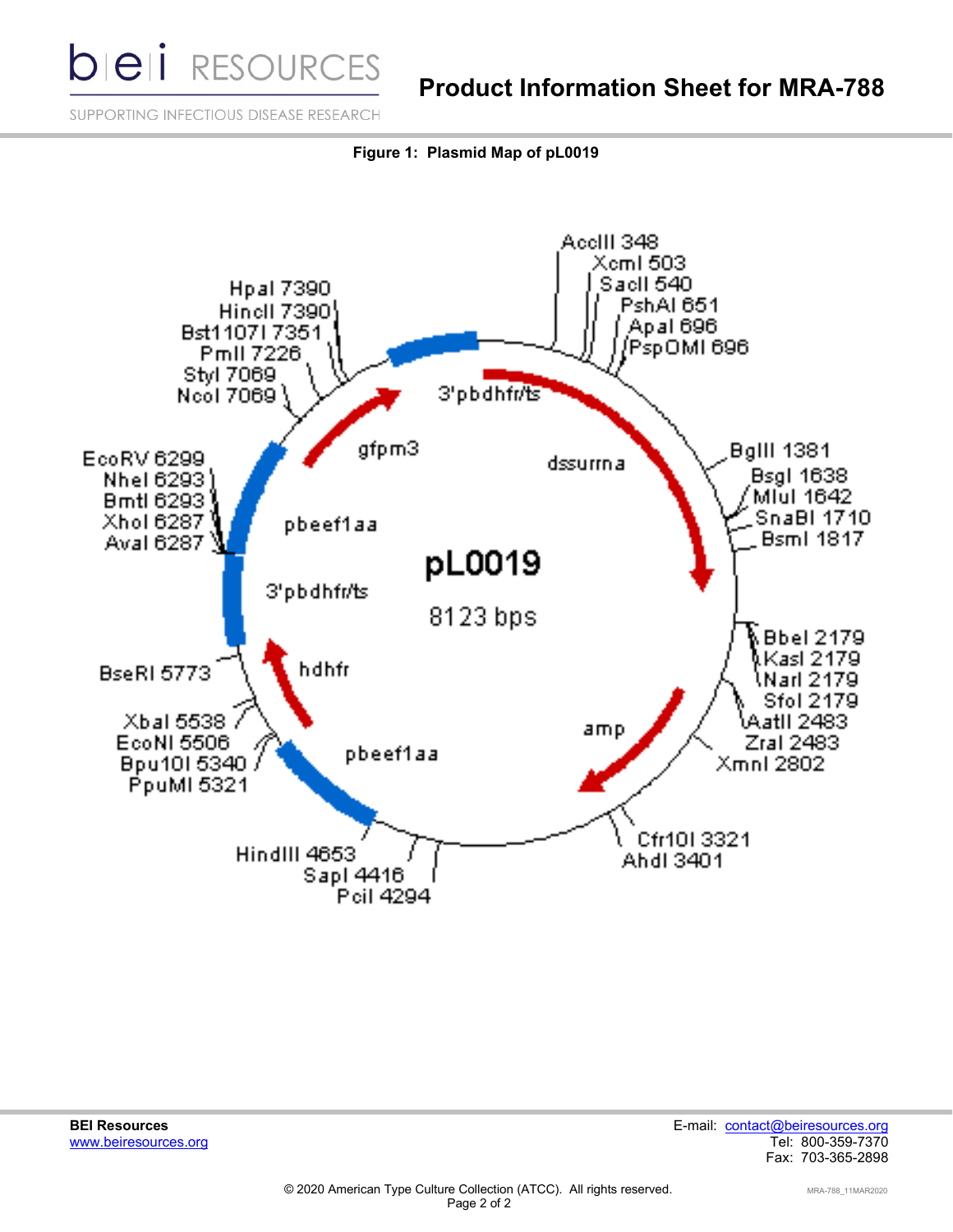# Product Information Sheet for MRA-788

**Figure 1: Plasmid Map of pL0019**

pL0019

8123 bps

AccIII 348
XcmI 503
SacII 540
PshAI 651
ApaI 696
PspOMI 696
BglII 1381
BsgI 1638
MluI 1642
SnaBI 1710
BsmI 1817
BbeI 2179
KasI 2179
NarI 2179
SfoI 2179
AatII 2483
ZraI 2483
XmnI 2802
Cfr10I 3321
AhdI 3401
HindIII 4653
SapI 4416
PciI 4294
XbaI 5538
EcoNI 5506
Bpu10I 5340
PpuMI 5321
BseRI 5773
EcoRV 6299
NheI 6293
BmtI 6293
XhoI 6287
AvaI 6287
HpaI 7390
HincII 7390
Bst1107I 7351
PmlI 7226
StyI 7069
NcoI 7069

3'pbdhfr/ts
dssurrna
amp
pbeef1aa
hdhfr
3'pbdhfr/ts
pbeef1aa
gfpm3

**BEI Resources**
www.beiresources.org

E-mail: contact@beiresources.org
Tel: 800-359-7370
Fax: 703-365-2898

© 2020 American Type Culture Collection (ATCC). All rights reserved.

MRA-788_11MAR2020